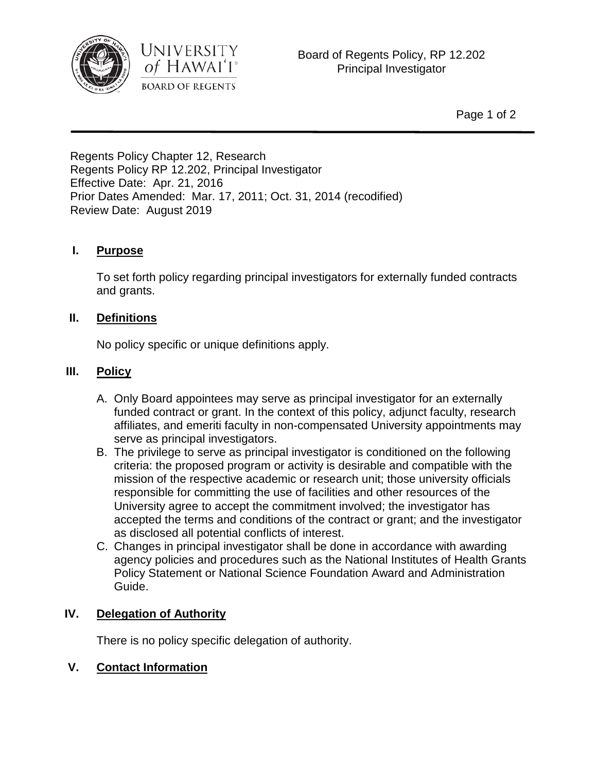Board of Regents Policy, RP 12.202
Principal Investigator

Regents Policy Chapter 12, Research
Regents Policy RP 12.202, Principal Investigator
Effective Date: Apr. 21, 2016
Prior Dates Amended: Mar. 17, 2011; Oct. 31, 2014 (recodified)
Review Date: August 2019

## I. Purpose

To set forth policy regarding principal investigators for externally funded contracts and grants.

## II. Definitions

No policy specific or unique definitions apply.

## III. Policy

A. Only Board appointees may serve as principal investigator for an externally funded contract or grant. In the context of this policy, adjunct faculty, research affiliates, and emeriti faculty in non-compensated University appointments may serve as principal investigators.
B. The privilege to serve as principal investigator is conditioned on the following criteria: the proposed program or activity is desirable and compatible with the mission of the respective academic or research unit; those university officials responsible for committing the use of facilities and other resources of the University agree to accept the commitment involved; the investigator has accepted the terms and conditions of the contract or grant; and the investigator as disclosed all potential conflicts of interest.
C. Changes in principal investigator shall be done in accordance with awarding agency policies and procedures such as the National Institutes of Health Grants Policy Statement or National Science Foundation Award and Administration Guide.

## IV. Delegation of Authority

There is no policy specific delegation of authority.

## V. Contact Information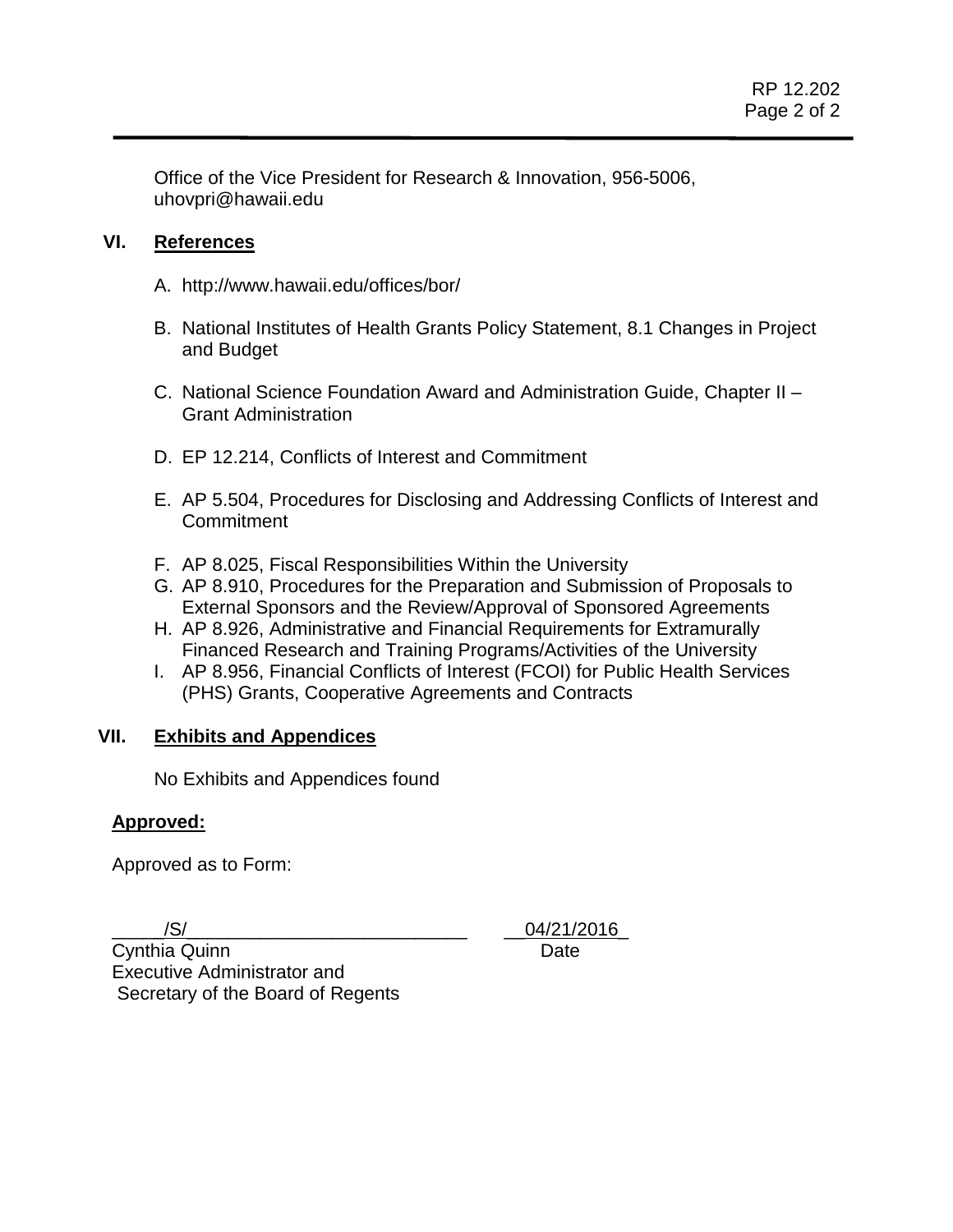Office of the Vice President for Research & Innovation, 956-5006, uhovpri@hawaii.edu

## VI. References

A. http://www.hawaii.edu/offices/bor/

B. National Institutes of Health Grants Policy Statement, 8.1 Changes in Project and Budget

C. National Science Foundation Award and Administration Guide, Chapter II – Grant Administration

D. EP 12.214, Conflicts of Interest and Commitment

E. AP 5.504, Procedures for Disclosing and Addressing Conflicts of Interest and Commitment

F. AP 8.025, Fiscal Responsibilities Within the University

G. AP 8.910, Procedures for the Preparation and Submission of Proposals to External Sponsors and the Review/Approval of Sponsored Agreements

H. AP 8.926, Administrative and Financial Requirements for Extramurally Financed Research and Training Programs/Activities of the University

I. AP 8.956, Financial Conflicts of Interest (FCOI) for Public Health Services (PHS) Grants, Cooperative Agreements and Contracts

## VII. Exhibits and Appendices

No Exhibits and Appendices found

**Approved:**

Approved as to Form:

_____/S/___________________________ __04/21/2016_

Cynthia Quinn Date

Executive Administrator and

Secretary of the Board of Regents